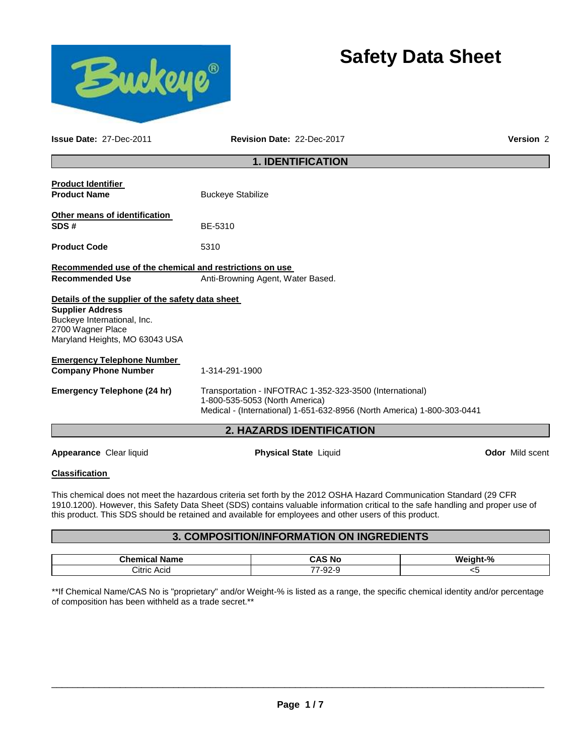# Safety Data Sheet

**Issue Date:** 27-Dec-2011 **Revision Date:** 22-Dec-2017 **Version** 2

## 1. IDENTIFICATION

**Product Identifier**

**Product Name** Buckeye Stabilize

**Other means of identification**

**SDS #** BE-5310

**Product Code** 5310

**Recommended use of the chemical and restrictions on use**

**Recommended Use** Anti-Browning Agent, Water Based.

**Details of the supplier of the safety data sheet**

**Supplier Address**
Buckeye International, Inc.
2700 Wagner Place
Maryland Heights, MO 63043 USA

**Emergency Telephone Number**

**Company Phone Number** 1-314-291-1900

**Emergency Telephone (24 hr)** Transportation - INFOTRAC 1-352-323-3500 (International)
1-800-535-5053 (North America)
Medical - (International) 1-651-632-8956 (North America) 1-800-303-0441

## 2. HAZARDS IDENTIFICATION

**Appearance** Clear liquid **Physical State** Liquid **Odor** Mild scent

**Classification**

This chemical does not meet the hazardous criteria set forth by the 2012 OSHA Hazard Communication Standard (29 CFR 1910.1200). However, this Safety Data Sheet (SDS) contains valuable information critical to the safe handling and proper use of this product. This SDS should be retained and available for employees and other users of this product.

## 3. COMPOSITION/INFORMATION ON INGREDIENTS

| Chemical Name | CAS No | Weight-% |
|---|---|---|
| Citric Acid | 77-92-9 | <5 |

**If Chemical Name/CAS No is "proprietary" and/or Weight-% is listed as a range, the specific chemical identity and/or percentage of composition has been withheld as a trade secret.**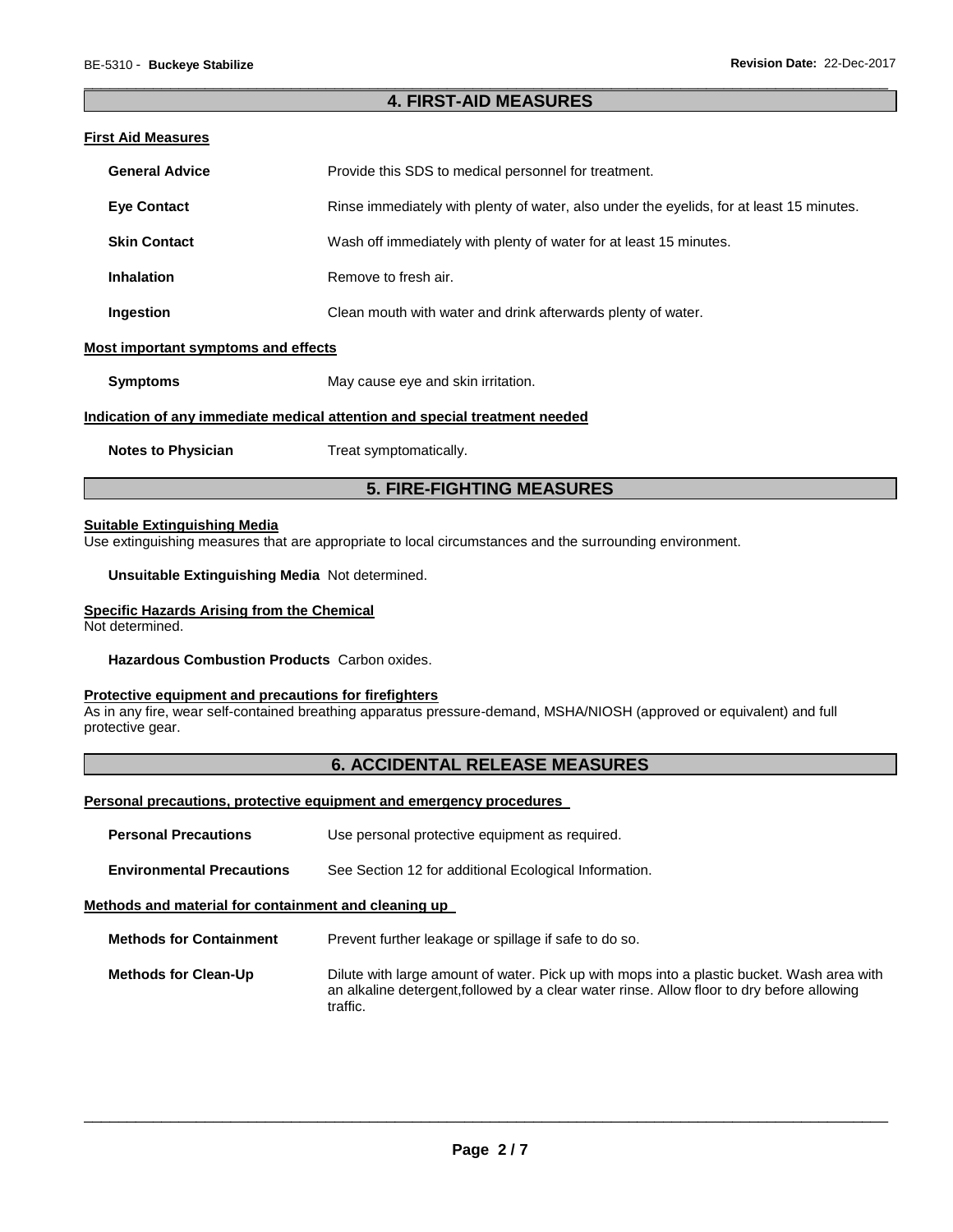## 4. FIRST-AID MEASURES

### First Aid Measures

**General Advice** Provide this SDS to medical personnel for treatment.

**Eye Contact** Rinse immediately with plenty of water, also under the eyelids, for at least 15 minutes.

**Skin Contact** Wash off immediately with plenty of water for at least 15 minutes.

**Inhalation** Remove to fresh air.

**Ingestion** Clean mouth with water and drink afterwards plenty of water.

### Most important symptoms and effects

**Symptoms** May cause eye and skin irritation.

### Indication of any immediate medical attention and special treatment needed

**Notes to Physician** Treat symptomatically.

## 5. FIRE-FIGHTING MEASURES

### Suitable Extinguishing Media

Use extinguishing measures that are appropriate to local circumstances and the surrounding environment.

**Unsuitable Extinguishing Media** Not determined.

### Specific Hazards Arising from the Chemical

Not determined.

**Hazardous Combustion Products** Carbon oxides.

### Protective equipment and precautions for firefighters

As in any fire, wear self-contained breathing apparatus pressure-demand, MSHA/NIOSH (approved or equivalent) and full protective gear.

## 6. ACCIDENTAL RELEASE MEASURES

### Personal precautions, protective equipment and emergency procedures

**Personal Precautions** Use personal protective equipment as required.

**Environmental Precautions** See Section 12 for additional Ecological Information.

### Methods and material for containment and cleaning up

**Methods for Containment** Prevent further leakage or spillage if safe to do so.

**Methods for Clean-Up** Dilute with large amount of water. Pick up with mops into a plastic bucket. Wash area with an alkaline detergent,followed by a clear water rinse. Allow floor to dry before allowing traffic.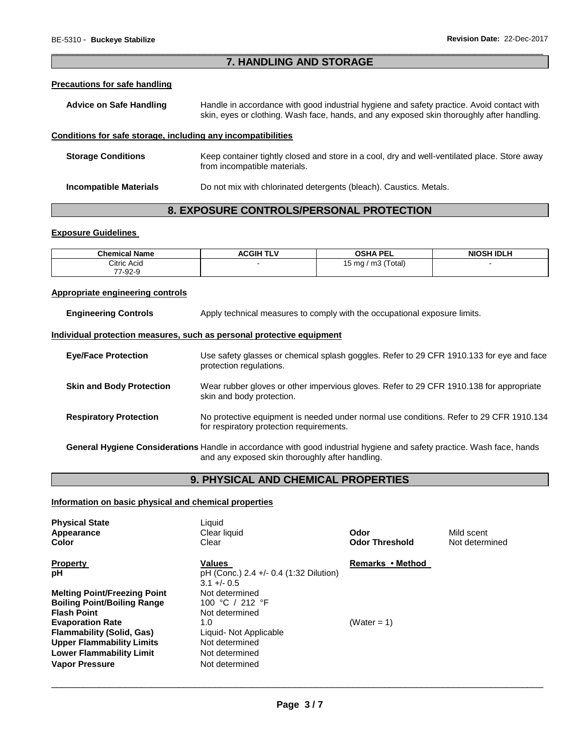## 7. HANDLING AND STORAGE

### Precautions for safe handling

**Advice on Safe Handling** Handle in accordance with good industrial hygiene and safety practice. Avoid contact with skin, eyes or clothing. Wash face, hands, and any exposed skin thoroughly after handling.

### Conditions for safe storage, including any incompatibilities

**Storage Conditions** Keep container tightly closed and store in a cool, dry and well-ventilated place. Store away from incompatible materials.

**Incompatible Materials** Do not mix with chlorinated detergents (bleach). Caustics. Metals.

## 8. EXPOSURE CONTROLS/PERSONAL PROTECTION

### Exposure Guidelines

| Chemical Name | ACGIH TLV | OSHA PEL | NIOSH IDLH |
|---|---|---|---|
| Citric Acid 77-92-9 | - | 15 mg / m3 (Total) | - |

### Appropriate engineering controls

**Engineering Controls** Apply technical measures to comply with the occupational exposure limits.

### Individual protection measures, such as personal protective equipment

**Eye/Face Protection** Use safety glasses or chemical splash goggles. Refer to 29 CFR 1910.133 for eye and face protection regulations.

**Skin and Body Protection** Wear rubber gloves or other impervious gloves. Refer to 29 CFR 1910.138 for appropriate skin and body protection.

**Respiratory Protection** No protective equipment is needed under normal use conditions. Refer to 29 CFR 1910.134 for respiratory protection requirements.

**General Hygiene Considerations** Handle in accordance with good industrial hygiene and safety practice. Wash face, hands and any exposed skin thoroughly after handling.

## 9. PHYSICAL AND CHEMICAL PROPERTIES

### Information on basic physical and chemical properties

**Physical State** Liquid
**Appearance** Clear liquid
**Color** Clear
**Odor** Mild scent
**Odor Threshold** Not determined

| Property | Values | Remarks • Method |
|---|---|---|
| **pH** | pH (Conc.) 2.4 +/- 0.4 (1:32 Dilution) 3.1 +/- 0.5 | |
| **Melting Point/Freezing Point** | Not determined | |
| **Boiling Point/Boiling Range** | 100 °C / 212 °F | |
| **Flash Point** | Not determined | |
| **Evaporation Rate** | 1.0 | (Water = 1) |
| **Flammability (Solid, Gas)** | Liquid- Not Applicable | |
| **Upper Flammability Limits** | Not determined | |
| **Lower Flammability Limit** | Not determined | |
| **Vapor Pressure** | Not determined | |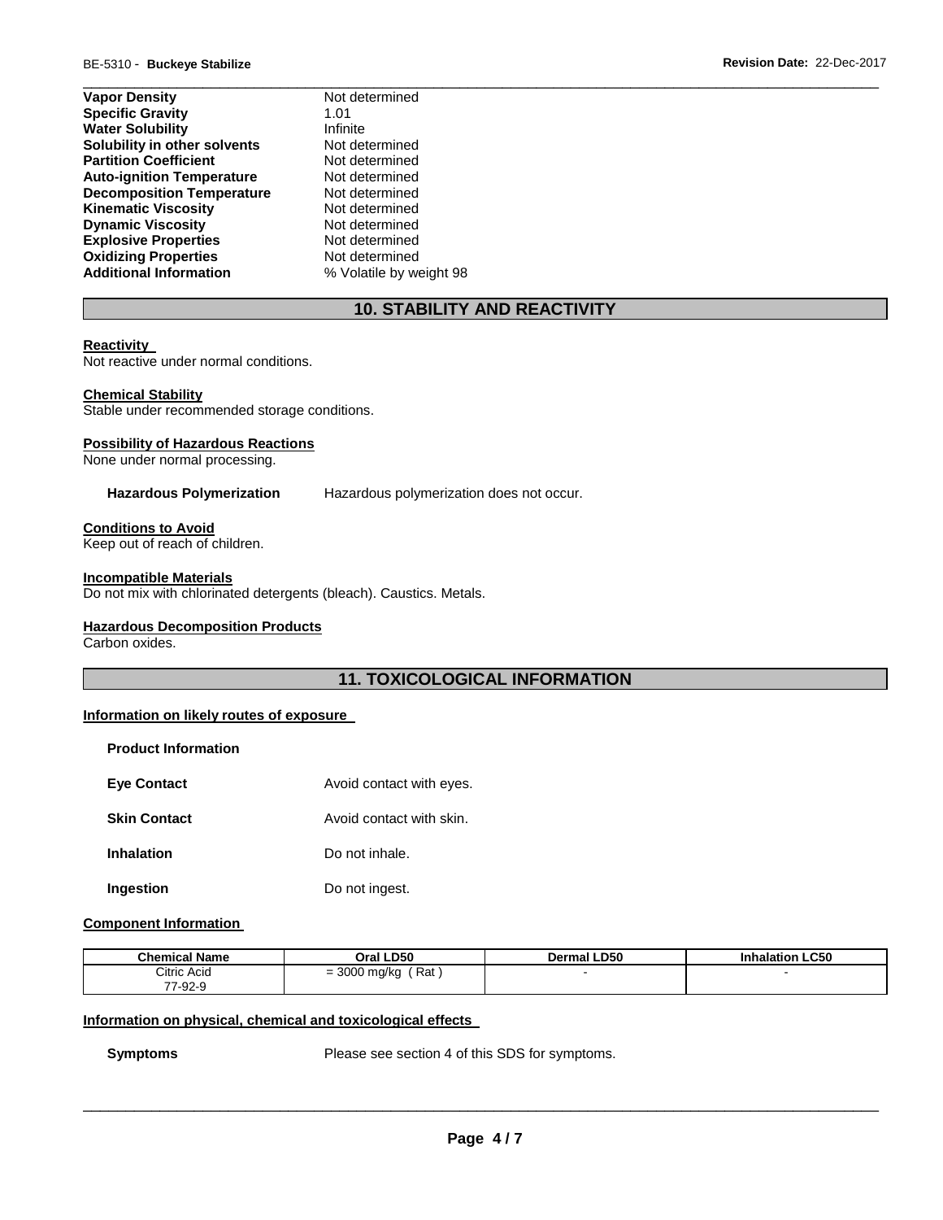| | |
|---|---|
| **Vapor Density** | Not determined |
| **Specific Gravity** | 1.01 |
| **Water Solubility** | Infinite |
| **Solubility in other solvents** | Not determined |
| **Partition Coefficient** | Not determined |
| **Auto-ignition Temperature** | Not determined |
| **Decomposition Temperature** | Not determined |
| **Kinematic Viscosity** | Not determined |
| **Dynamic Viscosity** | Not determined |
| **Explosive Properties** | Not determined |
| **Oxidizing Properties** | Not determined |
| **Additional Information** | % Volatile by weight 98 |

## 10. STABILITY AND REACTIVITY

**Reactivity**

Not reactive under normal conditions.

**Chemical Stability**

Stable under recommended storage conditions.

**Possibility of Hazardous Reactions**

None under normal processing.

**Hazardous Polymerization** Hazardous polymerization does not occur.

**Conditions to Avoid**

Keep out of reach of children.

**Incompatible Materials**

Do not mix with chlorinated detergents (bleach). Caustics. Metals.

**Hazardous Decomposition Products**

Carbon oxides.

## 11. TOXICOLOGICAL INFORMATION

**Information on likely routes of exposure**

**Product Information**

| | |
|---|---|
| **Eye Contact** | Avoid contact with eyes. |
| **Skin Contact** | Avoid contact with skin. |
| **Inhalation** | Do not inhale. |
| **Ingestion** | Do not ingest. |

**Component Information**

| Chemical Name | Oral LD50 | Dermal LD50 | Inhalation LC50 |
|---|---|---|---|
| Citric Acid 77-92-9 | = 3000 mg/kg ( Rat ) | - | - |

**Information on physical, chemical and toxicological effects**

**Symptoms** Please see section 4 of this SDS for symptoms.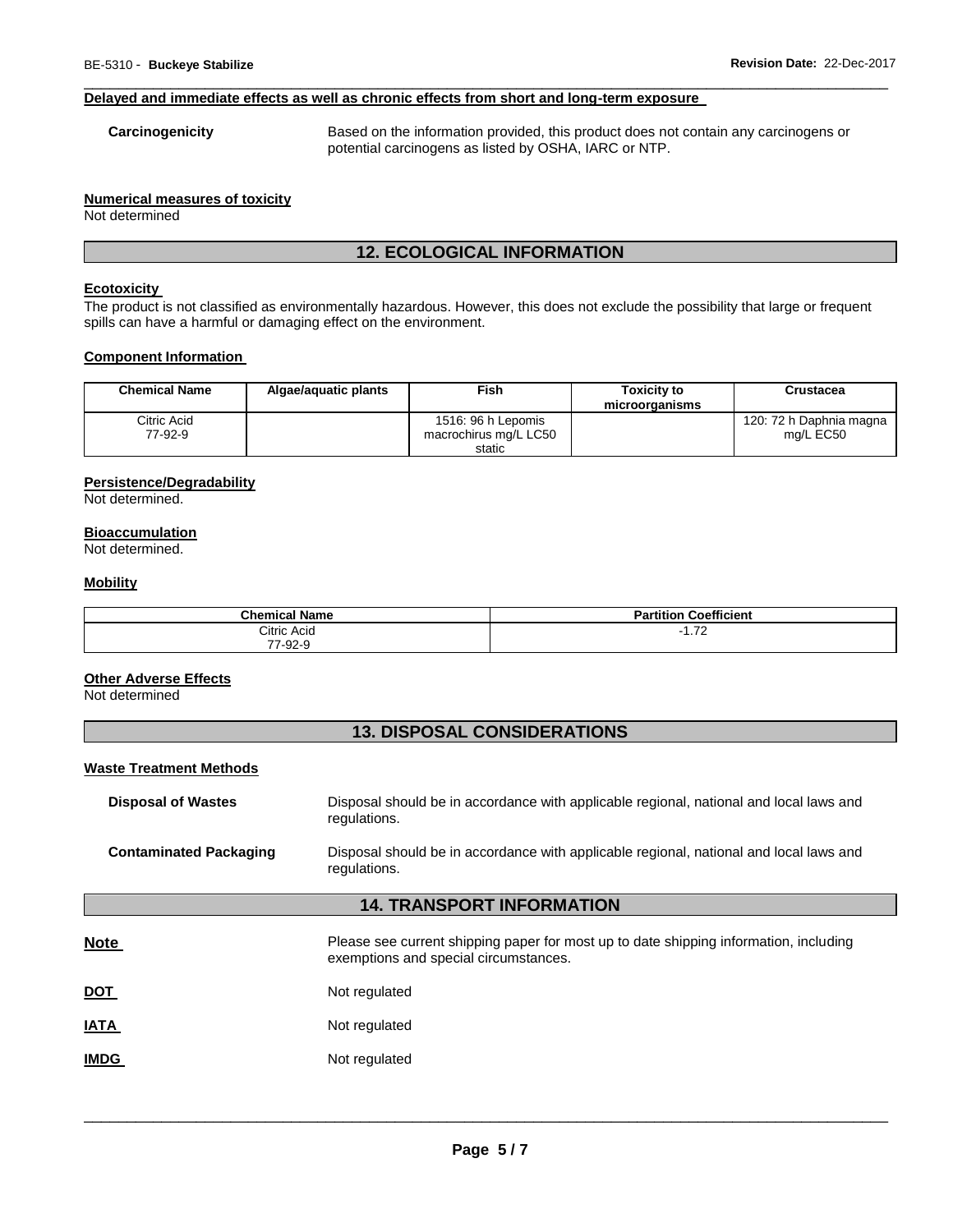**Delayed and immediate effects as well as chronic effects from short and long-term exposure**

**Carcinogenicity** Based on the information provided, this product does not contain any carcinogens or potential carcinogens as listed by OSHA, IARC or NTP.

**Numerical measures of toxicity**

Not determined

## 12. ECOLOGICAL INFORMATION

**Ecotoxicity**

The product is not classified as environmentally hazardous. However, this does not exclude the possibility that large or frequent spills can have a harmful or damaging effect on the environment.

**Component Information**

| Chemical Name | Algae/aquatic plants | Fish | Toxicity to microorganisms | Crustacea |
|---|---|---|---|---|
| Citric Acid 77-92-9 | | 1516: 96 h Lepomis macrochirus mg/L LC50 static | | 120: 72 h Daphnia magna mg/L EC50 |

**Persistence/Degradability**

Not determined.

**Bioaccumulation**

Not determined.

**Mobility**

| Chemical Name | Partition Coefficient |
|---|---|
| Citric Acid 77-92-9 | -1.72 |

**Other Adverse Effects**

Not determined

## 13. DISPOSAL CONSIDERATIONS

**Waste Treatment Methods**

**Disposal of Wastes** Disposal should be in accordance with applicable regional, national and local laws and regulations.

**Contaminated Packaging** Disposal should be in accordance with applicable regional, national and local laws and regulations.

## 14. TRANSPORT INFORMATION

**Note** Please see current shipping paper for most up to date shipping information, including exemptions and special circumstances.

**DOT** Not regulated

**IATA** Not regulated

**IMDG** Not regulated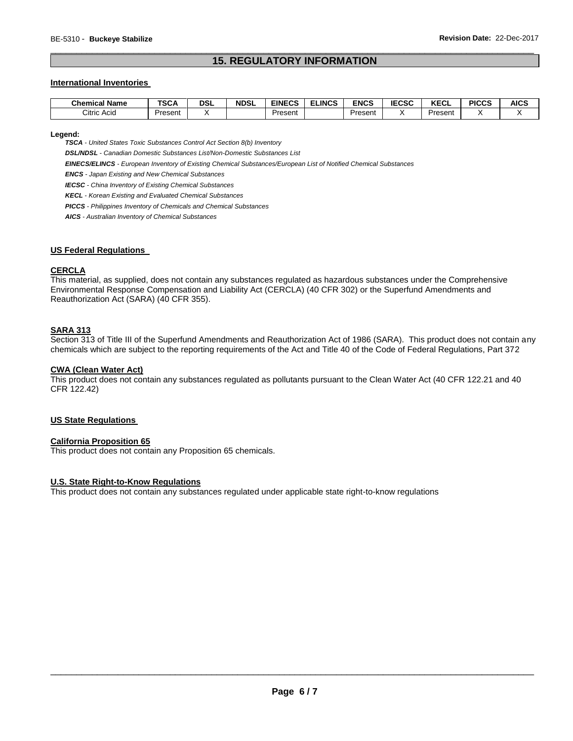## 15. REGULATORY INFORMATION

**International Inventories**

| Chemical Name | TSCA | DSL | NDSL | EINECS | ELINCS | ENCS | IECSC | KECL | PICCS | AICS |
|---|---|---|---|---|---|---|---|---|---|---|
| Citric Acid | Present | X | | Present | | Present | X | Present | X | X |

**Legend:**

***TSCA*** *- United States Toxic Substances Control Act Section 8(b) Inventory*

***DSL/NDSL*** *- Canadian Domestic Substances List/Non-Domestic Substances List*

***EINECS/ELINCS*** *- European Inventory of Existing Chemical Substances/European List of Notified Chemical Substances*

***ENCS*** *- Japan Existing and New Chemical Substances*

***IECSC*** *- China Inventory of Existing Chemical Substances*

***KECL*** *- Korean Existing and Evaluated Chemical Substances*

***PICCS*** *- Philippines Inventory of Chemicals and Chemical Substances*

***AICS*** *- Australian Inventory of Chemical Substances*

**US Federal Regulations**

**CERCLA**

This material, as supplied, does not contain any substances regulated as hazardous substances under the Comprehensive Environmental Response Compensation and Liability Act (CERCLA) (40 CFR 302) or the Superfund Amendments and Reauthorization Act (SARA) (40 CFR 355).

**SARA 313**

Section 313 of Title III of the Superfund Amendments and Reauthorization Act of 1986 (SARA). This product does not contain any chemicals which are subject to the reporting requirements of the Act and Title 40 of the Code of Federal Regulations, Part 372

**CWA (Clean Water Act)**

This product does not contain any substances regulated as pollutants pursuant to the Clean Water Act (40 CFR 122.21 and 40 CFR 122.42)

**US State Regulations**

**California Proposition 65**

This product does not contain any Proposition 65 chemicals.

**U.S. State Right-to-Know Regulations**

This product does not contain any substances regulated under applicable state right-to-know regulations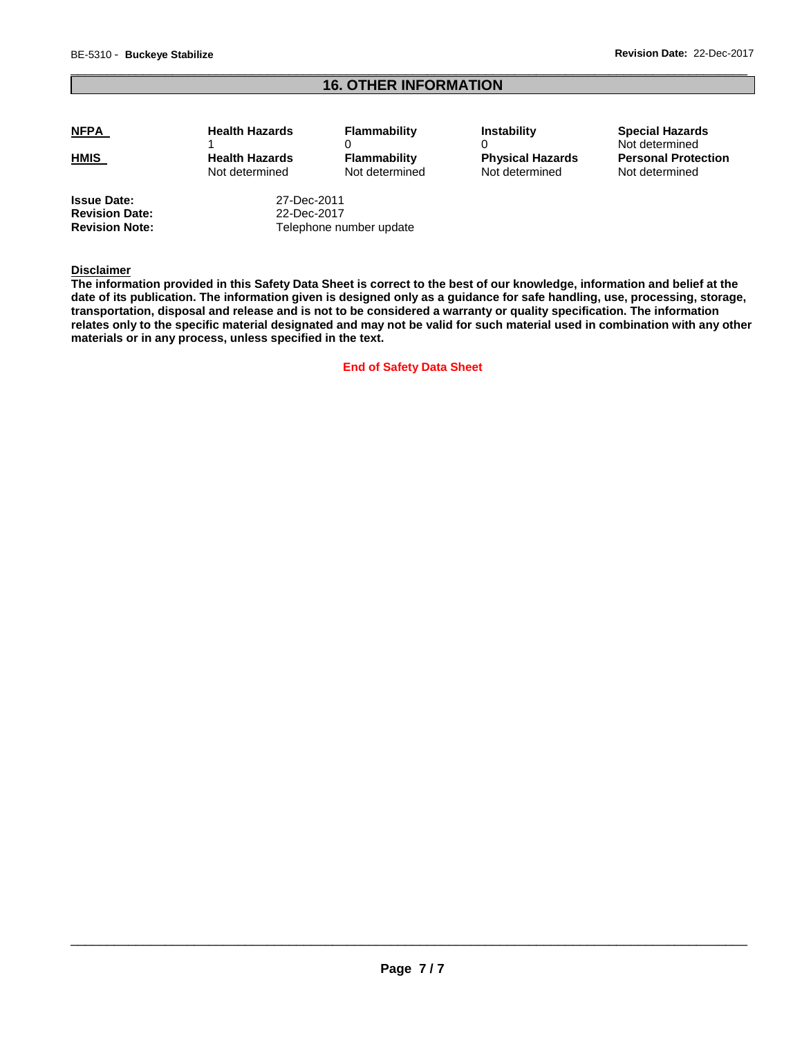## 16. OTHER INFORMATION

| | | | | |
|---|---|---|---|---|
| **NFPA** | **Health Hazards** | **Flammability** | **Instability** | **Special Hazards** |
| | 1 | 0 | 0 | Not determined |
| **HMIS** | **Health Hazards** | **Flammability** | **Physical Hazards** | **Personal Protection** |
| | Not determined | Not determined | Not determined | Not determined |

**Issue Date:** 27-Dec-2011
**Revision Date:** 22-Dec-2017
**Revision Note:** Telephone number update

**Disclaimer**

**The information provided in this Safety Data Sheet is correct to the best of our knowledge, information and belief at the date of its publication. The information given is designed only as a guidance for safe handling, use, processing, storage, transportation, disposal and release and is not to be considered a warranty or quality specification. The information relates only to the specific material designated and may not be valid for such material used in combination with any other materials or in any process, unless specified in the text.**

**End of Safety Data Sheet**